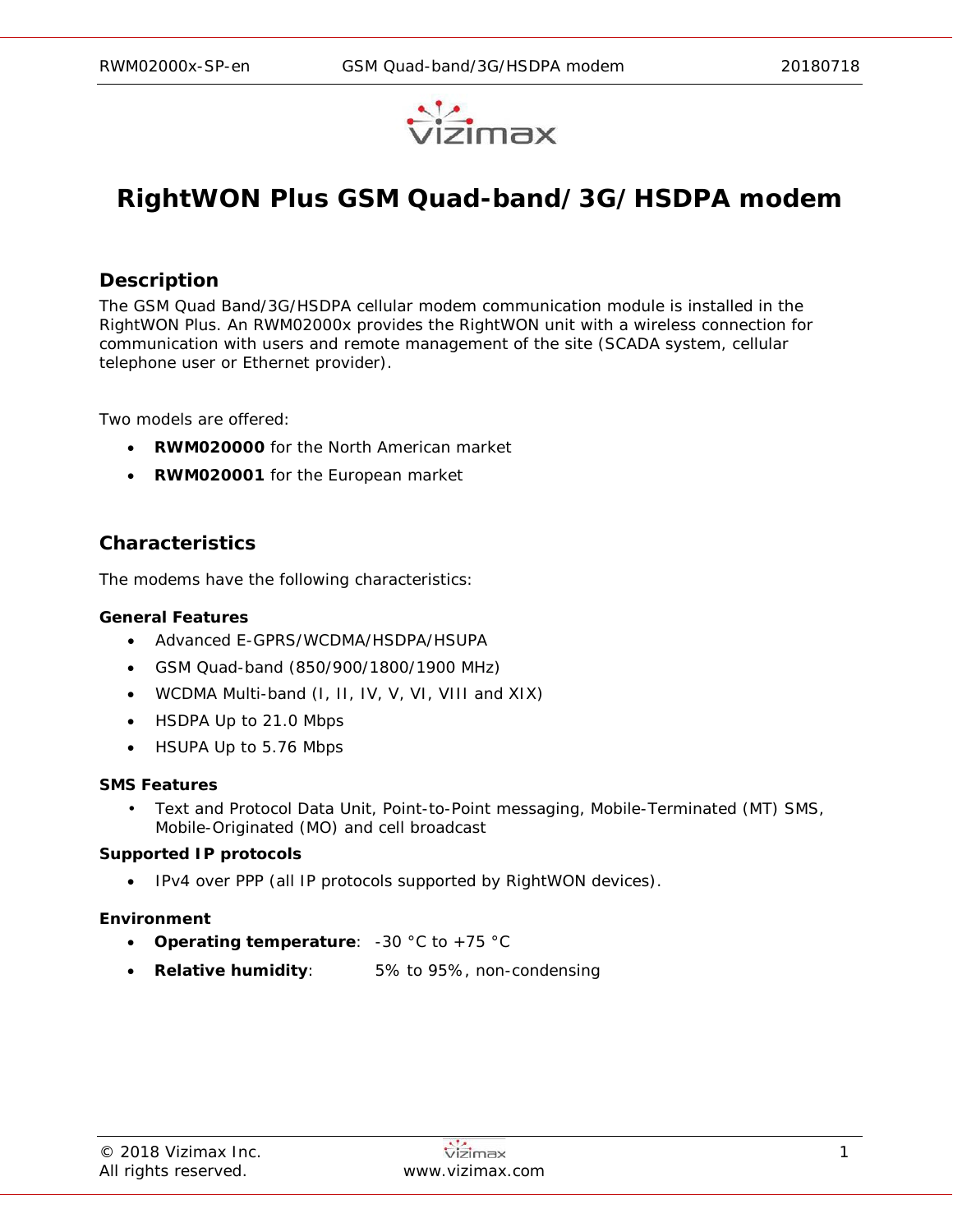# RightWON Plus GSM Quad-band/3G/HSDPA modem

## Description

The GSM Quad Band/3G/HSDPA cellular modem communication module is installed in the RightWON Plus. An RWM02000x provides the RightWON unit with a wireless connection for communication with users and remote management of the site (SCADA system, cellular telephone user or Ethernet provider).

Two models are offered:

- **RWM020000** for the North American market
- **RWM020001** for the European market

## Characteristics

The modems have the following characteristics:

**General Features**

- Advanced E-GPRS/WCDMA/HSDPA/HSUPA
- GSM Quad-band (850/900/1800/1900 MHz)
- WCDMA Multi-band (I, II, IV, V, VI, VIII and XIX)
- HSDPA Up to 21.0 Mbps
- HSUPA Up to 5.76 Mbps

**SMS Features**

- Text and Protocol Data Unit, Point-to-Point messaging, Mobile-Terminated (MT) SMS, Mobile-Originated (MO) and cell broadcast

**Supported IP protocols**

- IPv4 over PPP (all IP protocols supported by RightWON devices).

**Environment**

- **Operating temperature**: -30 °C to +75 °C
- **Relative humidity**: 5% to 95%, non-condensing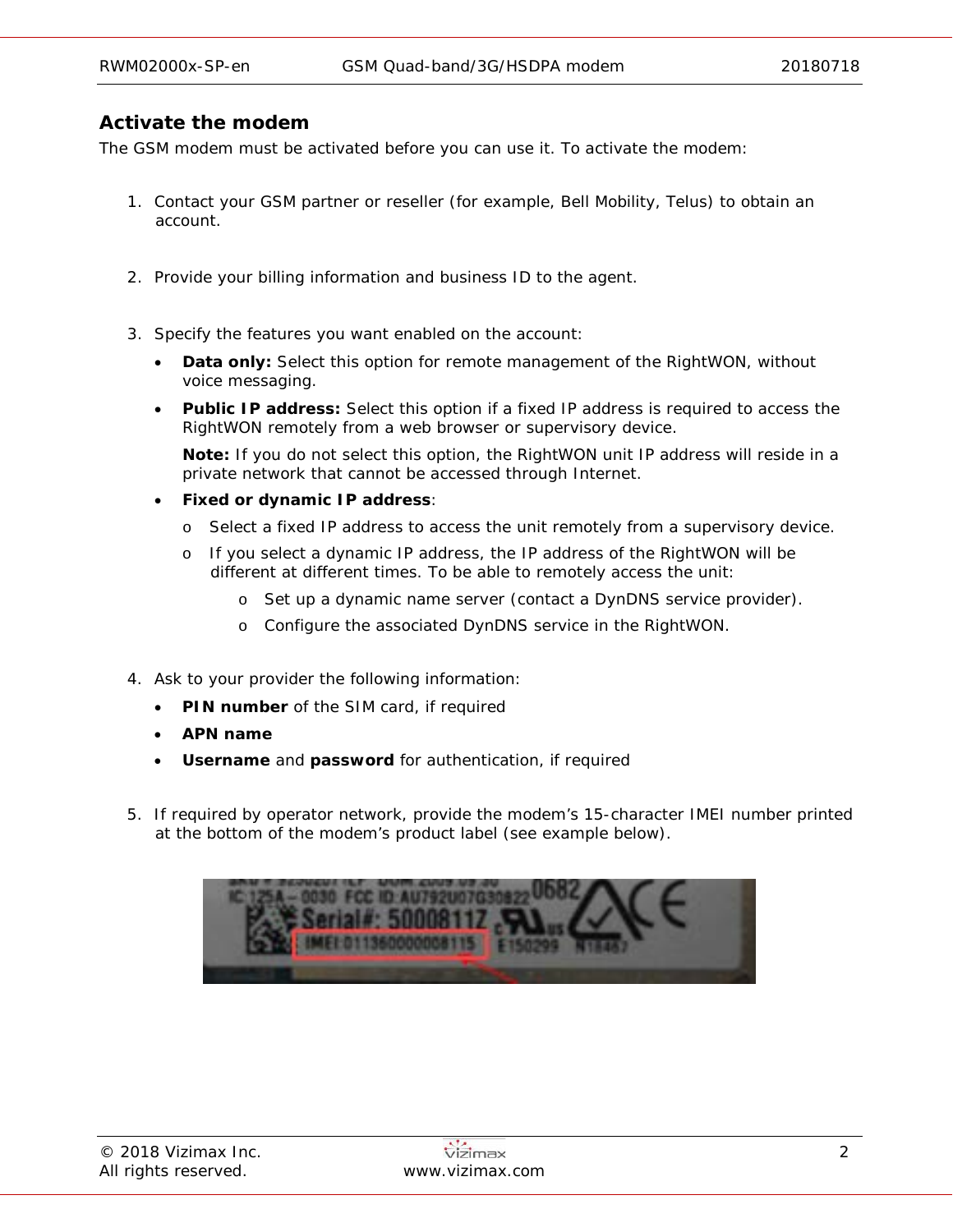## Activate the modem

The GSM modem must be activated before you can use it. To activate the modem:

1. Contact your GSM partner or reseller (for example, Bell Mobility, Telus) to obtain an account.

2. Provide your billing information and business ID to the agent.

3. Specify the features you want enabled on the account:
   - **Data only:** Select this option for remote management of the RightWON, without voice messaging.
   - **Public IP address:** Select this option if a fixed IP address is required to access the RightWON remotely from a web browser or supervisory device.

     **Note:** If you do not select this option, the RightWON unit IP address will reside in a private network that cannot be accessed through Internet.
   - **Fixed or dynamic IP address**:
     - Select a fixed IP address to access the unit remotely from a supervisory device.
     - If you select a dynamic IP address, the IP address of the RightWON will be different at different times. To be able to remotely access the unit:
       - Set up a dynamic name server (contact a DynDNS service provider).
       - Configure the associated DynDNS service in the RightWON.

4. Ask to your provider the following information:
   - **PIN number** of the SIM card, if required
   - **APN name**
   - **Username** and **password** for authentication, if required

5. If required by operator network, provide the modem's 15-character IMEI number printed at the bottom of the modem's product label (see example below).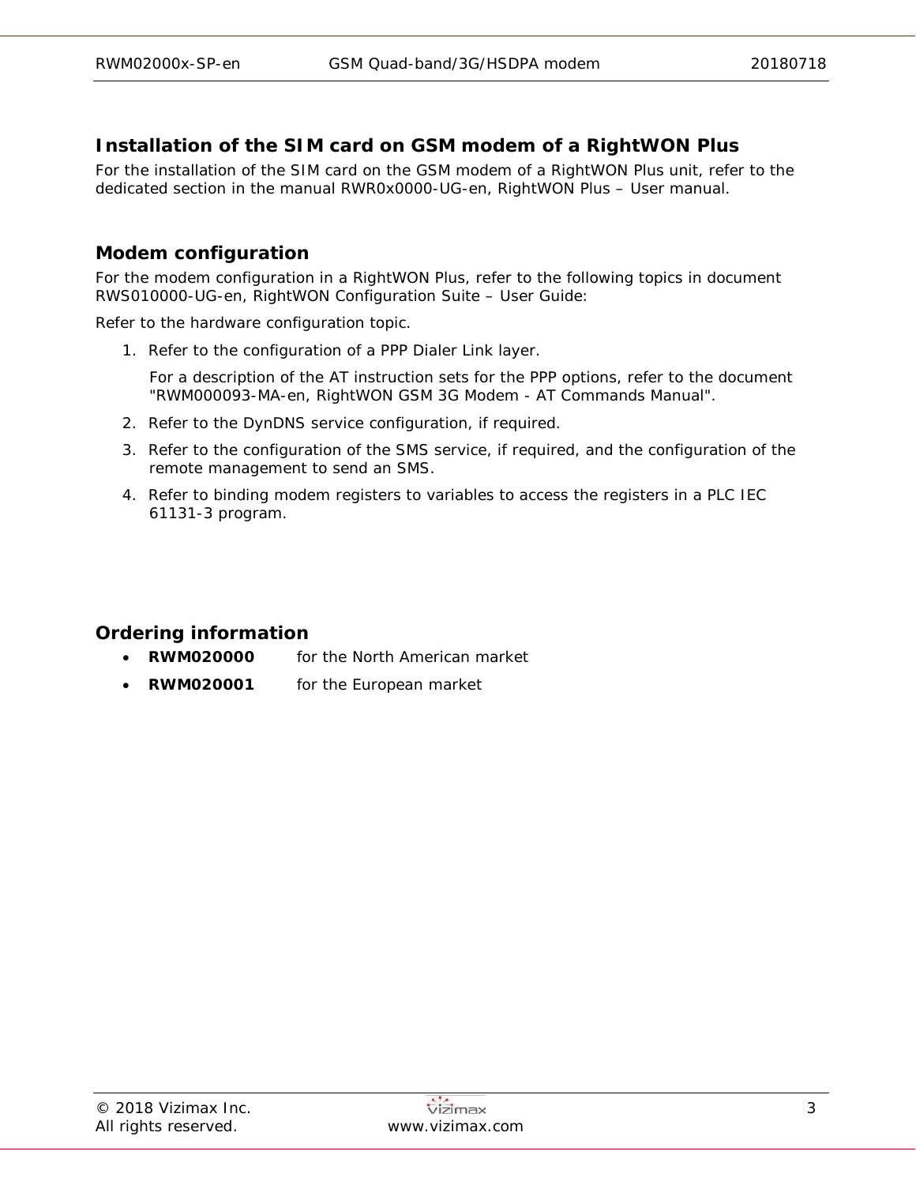## Installation of the SIM card on GSM modem of a RightWON Plus

For the installation of the SIM card on the GSM modem of a RightWON Plus unit, refer to the dedicated section in the manual RWR0x0000-UG-en, RightWON Plus – User manual.

## Modem configuration

For the modem configuration in a RightWON Plus, refer to the following topics in document RWS010000-UG-en, RightWON Configuration Suite – User Guide:

Refer to the hardware configuration topic.

1. Refer to the configuration of a PPP Dialer Link layer.

   For a description of the AT instruction sets for the PPP options, refer to the document "RWM000093-MA-en, RightWON GSM 3G Modem - AT Commands Manual".

2. Refer to the DynDNS service configuration, if required.
3. Refer to the configuration of the SMS service, if required, and the configuration of the remote management to send an SMS.
4. Refer to binding modem registers to variables to access the registers in a PLC IEC 61131-3 program.

## Ordering information

- **RWM020000** for the North American market
- **RWM020001** for the European market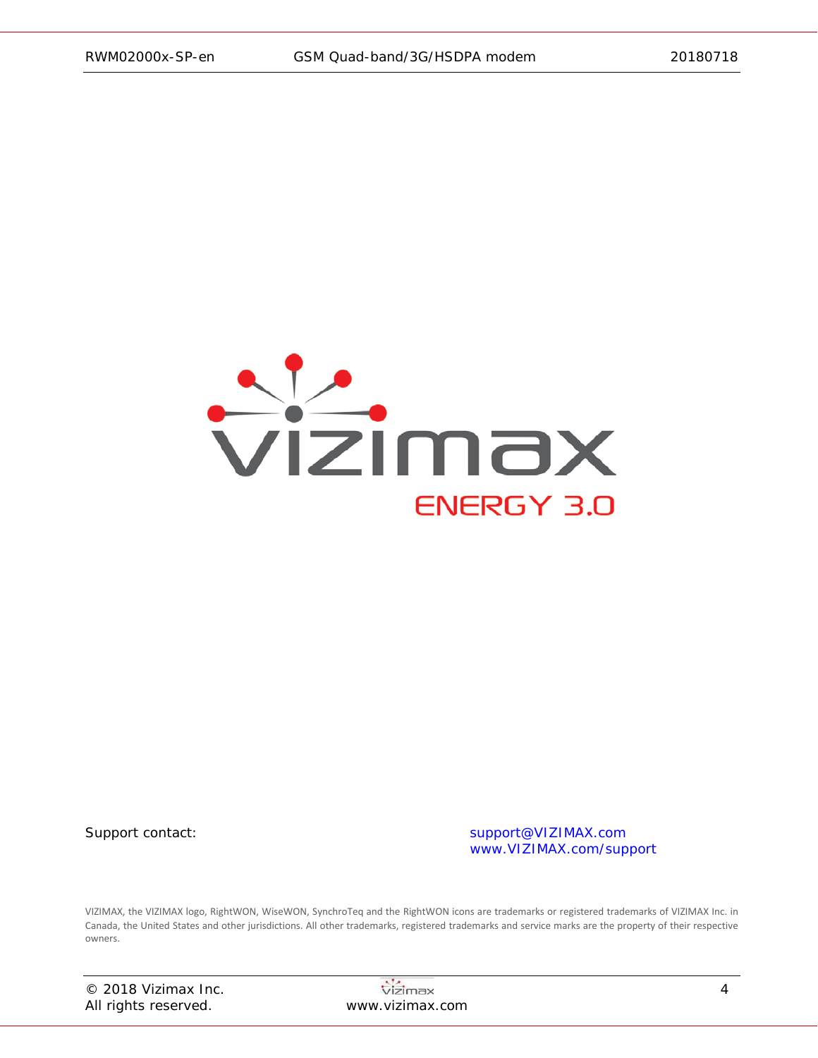vizimax

ENERGY 3.0

Support contact: support@VIZIMAX.com
www.VIZIMAX.com/support

VIZIMAX, the VIZIMAX logo, RightWON, WiseWON, SynchroTeq and the RightWON icons are trademarks or registered trademarks of VIZIMAX Inc. in Canada, the United States and other jurisdictions. All other trademarks, registered trademarks and service marks are the property of their respective owners.